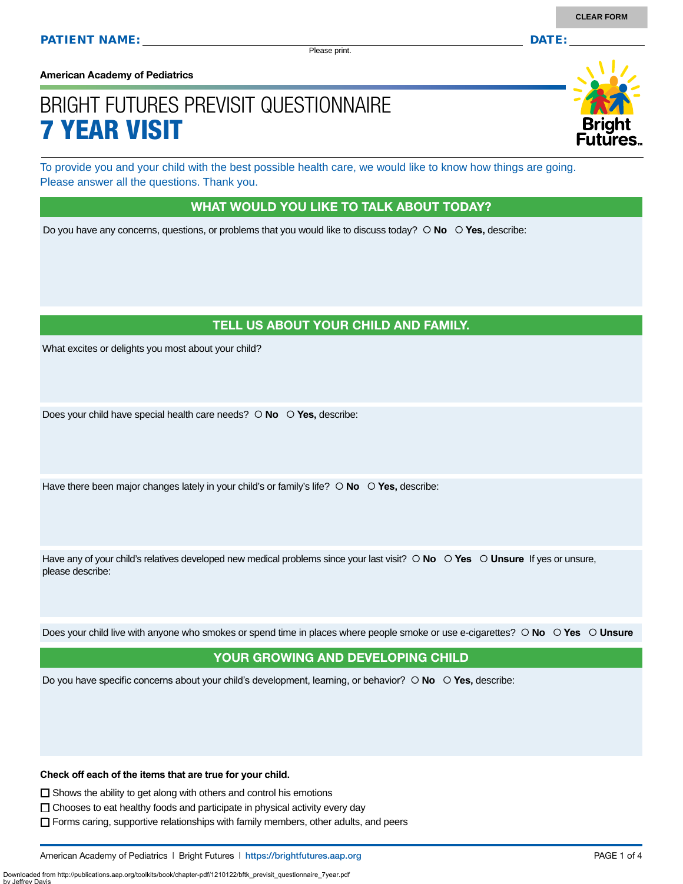**PATIENT NAME:** ______________________________ **DATE:** __________

Please print.

**American Academy of Pediatrics**

# BRIGHT FUTURES PREVISIT QUESTIONNAIRE
# 7 YEAR VISIT

To provide you and your child with the best possible health care, we would like to know how things are going. Please answer all the questions. Thank you.

## WHAT WOULD YOU LIKE TO TALK ABOUT TODAY?

Do you have any concerns, questions, or problems that you would like to discuss today? ○ **No** ○ **Yes,** describe:

## TELL US ABOUT YOUR CHILD AND FAMILY.

What excites or delights you most about your child?

Does your child have special health care needs? ○ **No** ○ **Yes,** describe:

Have there been major changes lately in your child's or family's life? ○ **No** ○ **Yes,** describe:

Have any of your child's relatives developed new medical problems since your last visit? ○ **No** ○ **Yes** ○ **Unsure** If yes or unsure, please describe:

Does your child live with anyone who smokes or spend time in places where people smoke or use e-cigarettes? ○ **No** ○ **Yes** ○ **Unsure**

## YOUR GROWING AND DEVELOPING CHILD

Do you have specific concerns about your child's development, learning, or behavior? ○ **No** ○ **Yes,** describe:

**Check off each of the items that are true for your child.**

- ☐ Shows the ability to get along with others and control his emotions
- ☐ Chooses to eat healthy foods and participate in physical activity every day
- ☐ Forms caring, supportive relationships with family members, other adults, and peers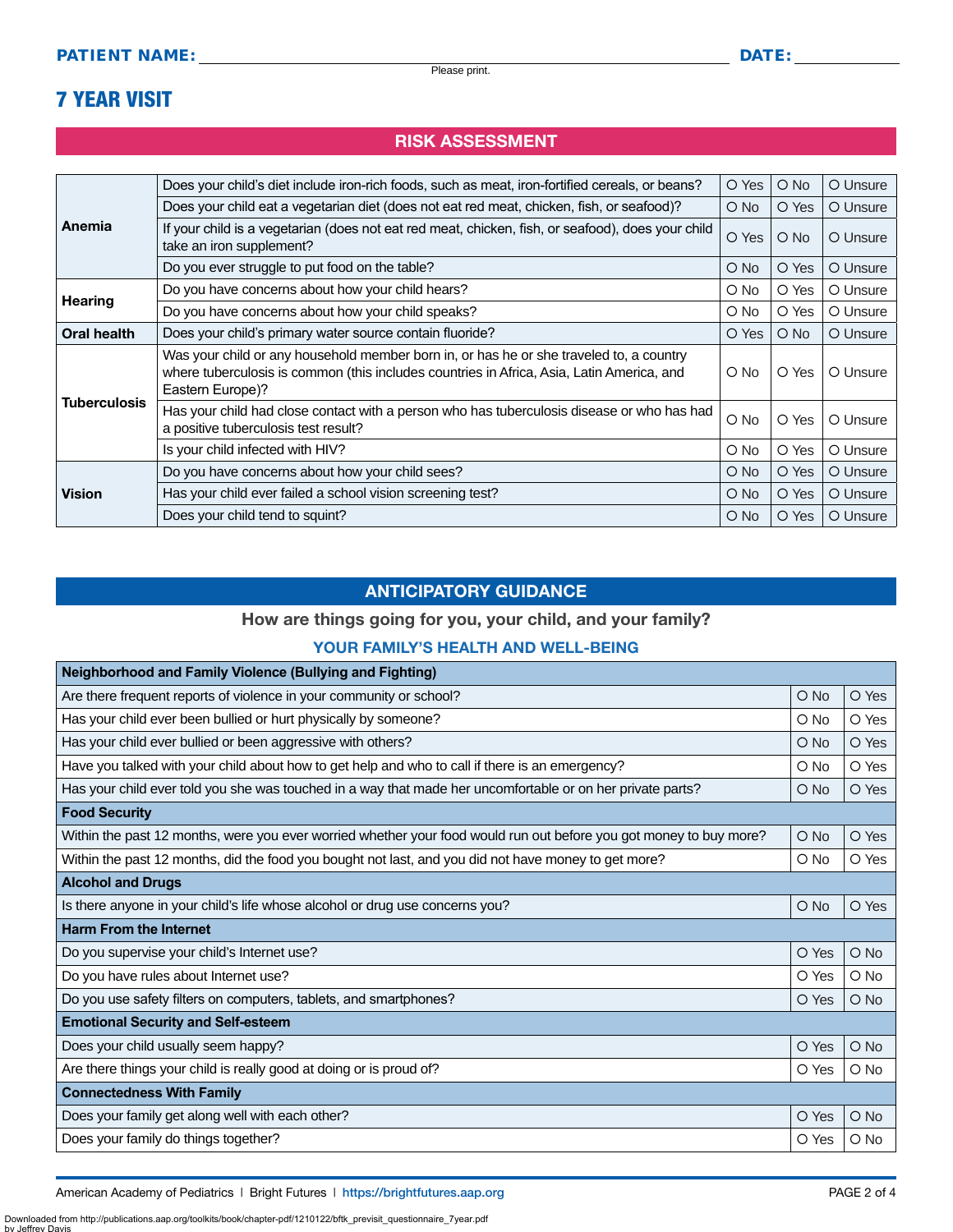**PATIENT NAME:** ______________________________ **DATE:** __________

Please print.

# 7 YEAR VISIT

## RISK ASSESSMENT

| | | | | |
|---|---|---|---|---|
| **Anemia** | Does your child's diet include iron-rich foods, such as meat, iron-fortified cereals, or beans? | O Yes | O No | O Unsure |
| | Does your child eat a vegetarian diet (does not eat red meat, chicken, fish, or seafood)? | O No | O Yes | O Unsure |
| | If your child is a vegetarian (does not eat red meat, chicken, fish, or seafood), does your child take an iron supplement? | O Yes | O No | O Unsure |
| | Do you ever struggle to put food on the table? | O No | O Yes | O Unsure |
| **Hearing** | Do you have concerns about how your child hears? | O No | O Yes | O Unsure |
| | Do you have concerns about how your child speaks? | O No | O Yes | O Unsure |
| **Oral health** | Does your child's primary water source contain fluoride? | O Yes | O No | O Unsure |
| **Tuberculosis** | Was your child or any household member born in, or has he or she traveled to, a country where tuberculosis is common (this includes countries in Africa, Asia, Latin America, and Eastern Europe)? | O No | O Yes | O Unsure |
| | Has your child had close contact with a person who has tuberculosis disease or who has had a positive tuberculosis test result? | O No | O Yes | O Unsure |
| | Is your child infected with HIV? | O No | O Yes | O Unsure |
| **Vision** | Do you have concerns about how your child sees? | O No | O Yes | O Unsure |
| | Has your child ever failed a school vision screening test? | O No | O Yes | O Unsure |
| | Does your child tend to squint? | O No | O Yes | O Unsure |

## ANTICIPATORY GUIDANCE

### How are things going for you, your child, and your family?

### YOUR FAMILY'S HEALTH AND WELL-BEING

| | | |
|---|---|---|
| **Neighborhood and Family Violence (Bullying and Fighting)** | | |
| Are there frequent reports of violence in your community or school? | O No | O Yes |
| Has your child ever been bullied or hurt physically by someone? | O No | O Yes |
| Has your child ever bullied or been aggressive with others? | O No | O Yes |
| Have you talked with your child about how to get help and who to call if there is an emergency? | O No | O Yes |
| Has your child ever told you she was touched in a way that made her uncomfortable or on her private parts? | O No | O Yes |
| **Food Security** | | |
| Within the past 12 months, were you ever worried whether your food would run out before you got money to buy more? | O No | O Yes |
| Within the past 12 months, did the food you bought not last, and you did not have money to get more? | O No | O Yes |
| **Alcohol and Drugs** | | |
| Is there anyone in your child's life whose alcohol or drug use concerns you? | O No | O Yes |
| **Harm From the Internet** | | |
| Do you supervise your child's Internet use? | O Yes | O No |
| Do you have rules about Internet use? | O Yes | O No |
| Do you use safety filters on computers, tablets, and smartphones? | O Yes | O No |
| **Emotional Security and Self-esteem** | | |
| Does your child usually seem happy? | O Yes | O No |
| Are there things your child is really good at doing or is proud of? | O Yes | O No |
| **Connectedness With Family** | | |
| Does your family get along well with each other? | O Yes | O No |
| Does your family do things together? | O Yes | O No |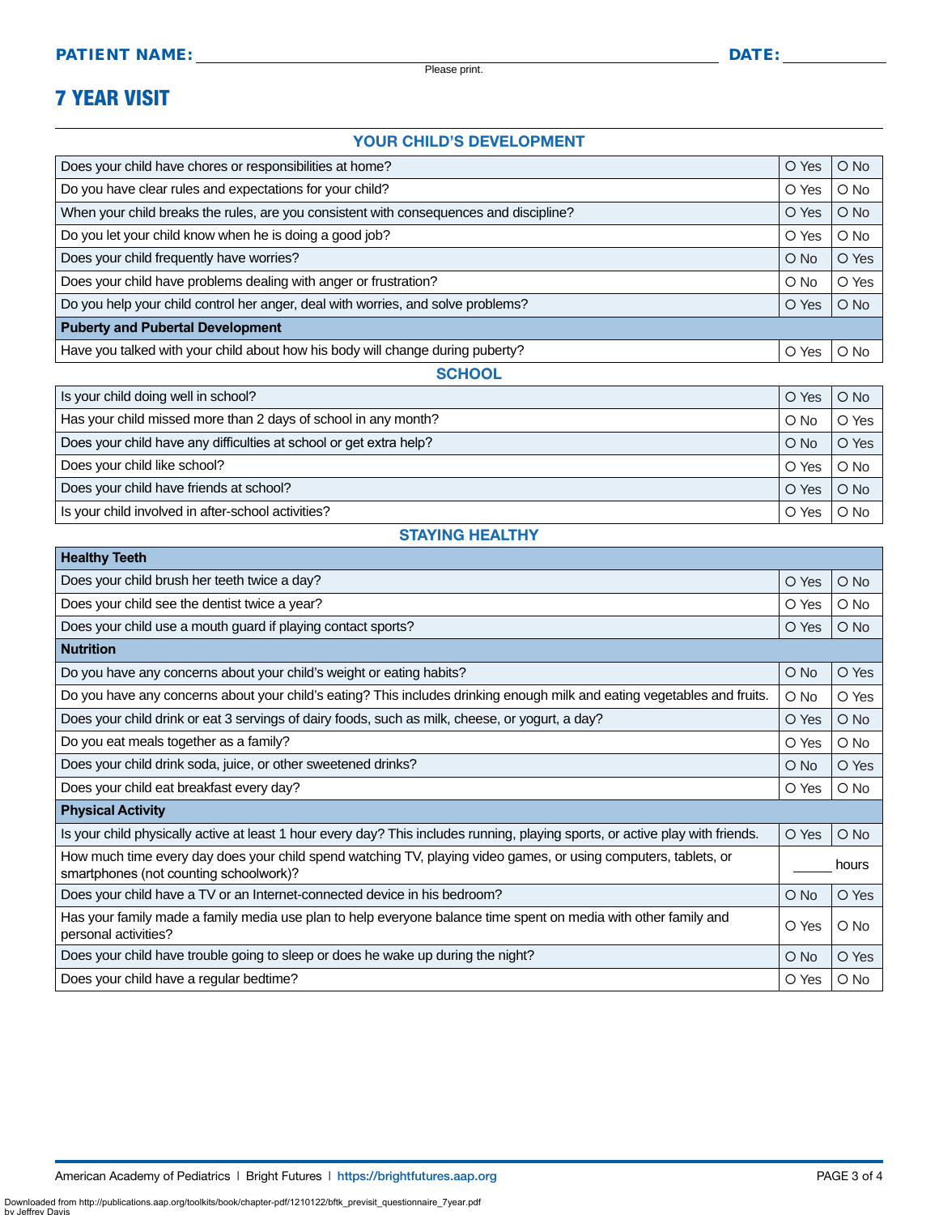**PATIENT NAME:** ______________________________ **DATE:** __________

Please print.

# 7 YEAR VISIT

## YOUR CHILD'S DEVELOPMENT

| Question | | |
|---|---|---|
| Does your child have chores or responsibilities at home? | ○ Yes | ○ No |
| Do you have clear rules and expectations for your child? | ○ Yes | ○ No |
| When your child breaks the rules, are you consistent with consequences and discipline? | ○ Yes | ○ No |
| Do you let your child know when he is doing a good job? | ○ Yes | ○ No |
| Does your child frequently have worries? | ○ No | ○ Yes |
| Does your child have problems dealing with anger or frustration? | ○ No | ○ Yes |
| Do you help your child control her anger, deal with worries, and solve problems? | ○ Yes | ○ No |
| **Puberty and Pubertal Development** | | |
| Have you talked with your child about how his body will change during puberty? | ○ Yes | ○ No |

## SCHOOL

| Question | | |
|---|---|---|
| Is your child doing well in school? | ○ Yes | ○ No |
| Has your child missed more than 2 days of school in any month? | ○ No | ○ Yes |
| Does your child have any difficulties at school or get extra help? | ○ No | ○ Yes |
| Does your child like school? | ○ Yes | ○ No |
| Does your child have friends at school? | ○ Yes | ○ No |
| Is your child involved in after-school activities? | ○ Yes | ○ No |

## STAYING HEALTHY

| Question | | |
|---|---|---|
| **Healthy Teeth** | | |
| Does your child brush her teeth twice a day? | ○ Yes | ○ No |
| Does your child see the dentist twice a year? | ○ Yes | ○ No |
| Does your child use a mouth guard if playing contact sports? | ○ Yes | ○ No |
| **Nutrition** | | |
| Do you have any concerns about your child's weight or eating habits? | ○ No | ○ Yes |
| Do you have any concerns about your child's eating? This includes drinking enough milk and eating vegetables and fruits. | ○ No | ○ Yes |
| Does your child drink or eat 3 servings of dairy foods, such as milk, cheese, or yogurt, a day? | ○ Yes | ○ No |
| Do you eat meals together as a family? | ○ Yes | ○ No |
| Does your child drink soda, juice, or other sweetened drinks? | ○ No | ○ Yes |
| Does your child eat breakfast every day? | ○ Yes | ○ No |
| **Physical Activity** | | |
| Is your child physically active at least 1 hour every day? This includes running, playing sports, or active play with friends. | ○ Yes | ○ No |
| How much time every day does your child spend watching TV, playing video games, or using computers, tablets, or smartphones (not counting schoolwork)? | _____ hours | |
| Does your child have a TV or an Internet-connected device in his bedroom? | ○ No | ○ Yes |
| Has your family made a family media use plan to help everyone balance time spent on media with other family and personal activities? | ○ Yes | ○ No |
| Does your child have trouble going to sleep or does he wake up during the night? | ○ No | ○ Yes |
| Does your child have a regular bedtime? | ○ Yes | ○ No |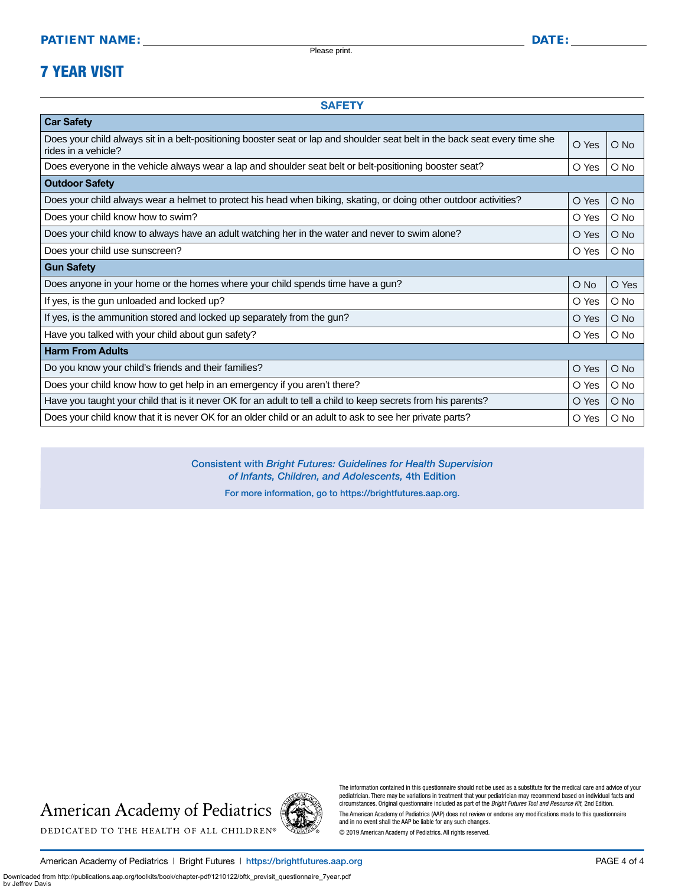**PATIENT NAME:** ______________________________ **DATE:** ____________

Please print.

# 7 YEAR VISIT

## SAFETY

| | | |
|---|---|---|
| **Car Safety** | | |
| Does your child always sit in a belt-positioning booster seat or lap and shoulder seat belt in the back seat every time she rides in a vehicle? | ○ Yes | ○ No |
| Does everyone in the vehicle always wear a lap and shoulder seat belt or belt-positioning booster seat? | ○ Yes | ○ No |
| **Outdoor Safety** | | |
| Does your child always wear a helmet to protect his head when biking, skating, or doing other outdoor activities? | ○ Yes | ○ No |
| Does your child know how to swim? | ○ Yes | ○ No |
| Does your child know to always have an adult watching her in the water and never to swim alone? | ○ Yes | ○ No |
| Does your child use sunscreen? | ○ Yes | ○ No |
| **Gun Safety** | | |
| Does anyone in your home or the homes where your child spends time have a gun? | ○ No | ○ Yes |
| If yes, is the gun unloaded and locked up? | ○ Yes | ○ No |
| If yes, is the ammunition stored and locked up separately from the gun? | ○ Yes | ○ No |
| Have you talked with your child about gun safety? | ○ Yes | ○ No |
| **Harm From Adults** | | |
| Do you know your child's friends and their families? | ○ Yes | ○ No |
| Does your child know how to get help in an emergency if you aren't there? | ○ Yes | ○ No |
| Have you taught your child that is it never OK for an adult to tell a child to keep secrets from his parents? | ○ Yes | ○ No |
| Does your child know that it is never OK for an older child or an adult to ask to see her private parts? | ○ Yes | ○ No |

Consistent with *Bright Futures: Guidelines for Health Supervision of Infants, Children, and Adolescents,* 4th Edition

For more information, go to https://brightfutures.aap.org.

American Academy of Pediatrics

DEDICATED TO THE HEALTH OF ALL CHILDREN®

The information contained in this questionnaire should not be used as a substitute for the medical care and advice of your pediatrician. There may be variations in treatment that your pediatrician may recommend based on individual facts and circumstances. Original questionnaire included as part of the *Bright Futures Tool and Resource Kit,* 2nd Edition.

The American Academy of Pediatrics (AAP) does not review or endorse any modifications made to this questionnaire and in no event shall the AAP be liable for any such changes.

© 2019 American Academy of Pediatrics. All rights reserved.

Downloaded from http://publications.aap.org/toolkits/book/chapter-pdf/1210122/bftk_previsit_questionnaire_7year.pdf by Jeffrey Davis